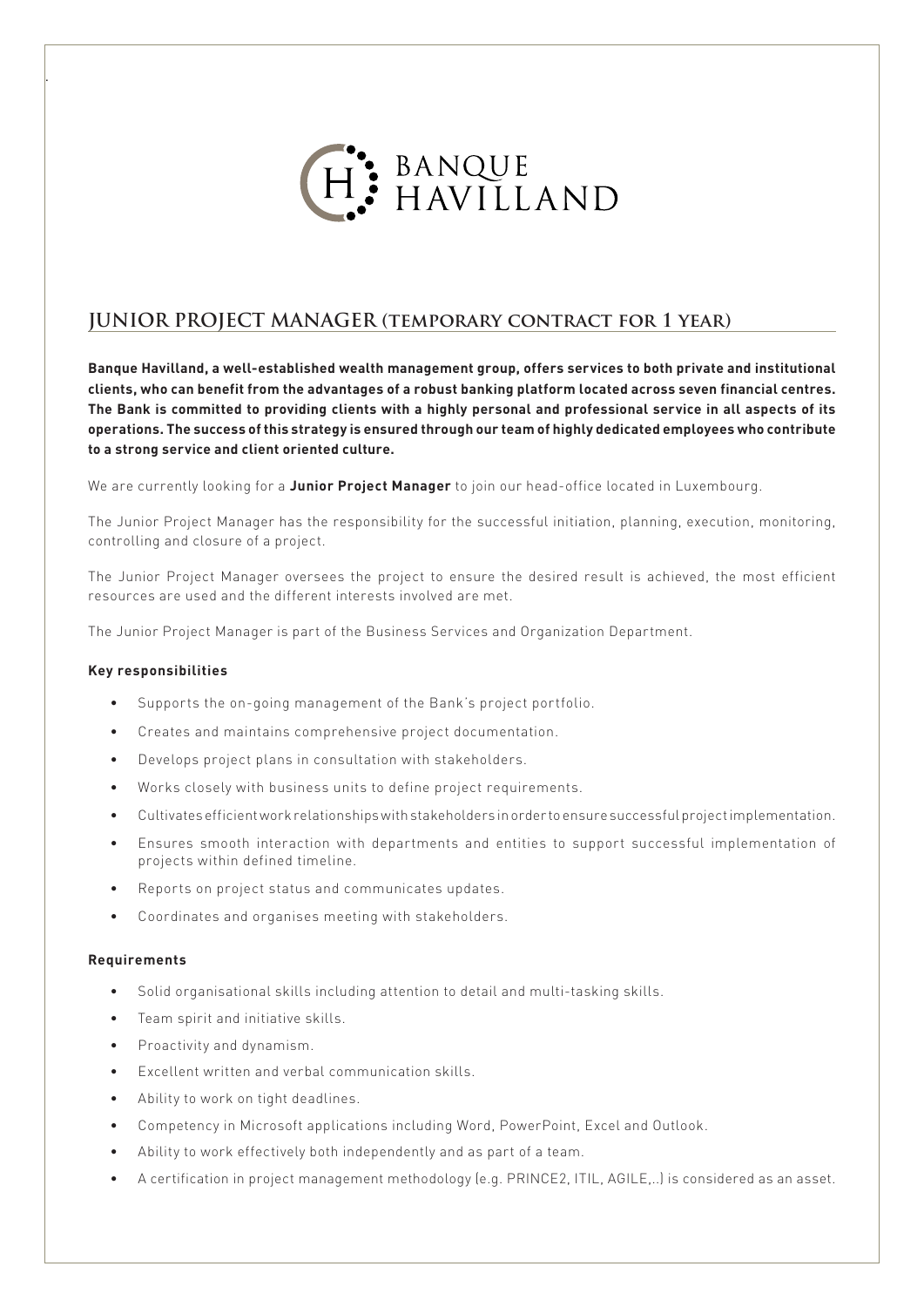BANQUE HAVILLAND

## JUNIOR PROJECT MANAGER (TEMPORARY CONTRACT FOR 1 YEAR)

**Banque Havilland, a well-established wealth management group, offers services to both private and institutional clients, who can benefit from the advantages of a robust banking platform located across seven financial centres. The Bank is committed to providing clients with a highly personal and professional service in all aspects of its operations. The success of this strategy is ensured through our team of highly dedicated employees who contribute to a strong service and client oriented culture.**

We are currently looking for a **Junior Project Manager** to join our head-office located in Luxembourg.

The Junior Project Manager has the responsibility for the successful initiation, planning, execution, monitoring, controlling and closure of a project.

The Junior Project Manager oversees the project to ensure the desired result is achieved, the most efficient resources are used and the different interests involved are met.

The Junior Project Manager is part of the Business Services and Organization Department.

### Key responsibilities

- Supports the on-going management of the Bank's project portfolio.
- Creates and maintains comprehensive project documentation.
- Develops project plans in consultation with stakeholders.
- Works closely with business units to define project requirements.
- Cultivates efficient work relationships with stakeholders in order to ensure successful project implementation.
- Ensures smooth interaction with departments and entities to support successful implementation of projects within defined timeline.
- Reports on project status and communicates updates.
- Coordinates and organises meeting with stakeholders.

### Requirements

- Solid organisational skills including attention to detail and multi-tasking skills.
- Team spirit and initiative skills.
- Proactivity and dynamism.
- Excellent written and verbal communication skills.
- Ability to work on tight deadlines.
- Competency in Microsoft applications including Word, PowerPoint, Excel and Outlook.
- Ability to work effectively both independently and as part of a team.
- A certification in project management methodology (e.g. PRINCE2, ITIL, AGILE,..) is considered as an asset.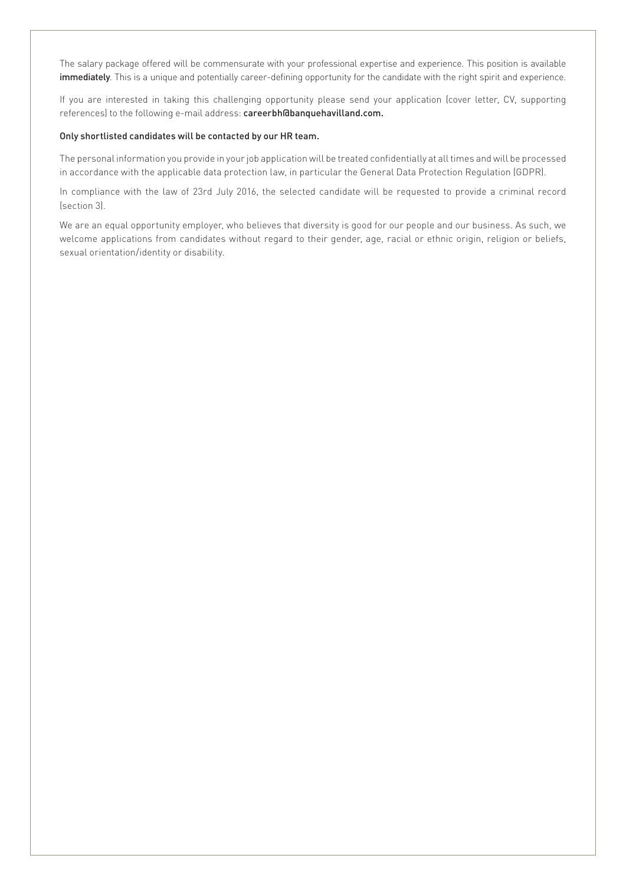The salary package offered will be commensurate with your professional expertise and experience. This position is available **immediately**. This is a unique and potentially career-defining opportunity for the candidate with the right spirit and experience.

If you are interested in taking this challenging opportunity please send your application (cover letter, CV, supporting references) to the following e-mail address: **careerbh@banquehavilland.com.**

**Only shortlisted candidates will be contacted by our HR team.**

The personal information you provide in your job application will be treated confidentially at all times and will be processed in accordance with the applicable data protection law, in particular the General Data Protection Regulation (GDPR).

In compliance with the law of 23rd July 2016, the selected candidate will be requested to provide a criminal record (section 3).

We are an equal opportunity employer, who believes that diversity is good for our people and our business. As such, we welcome applications from candidates without regard to their gender, age, racial or ethnic origin, religion or beliefs, sexual orientation/identity or disability.